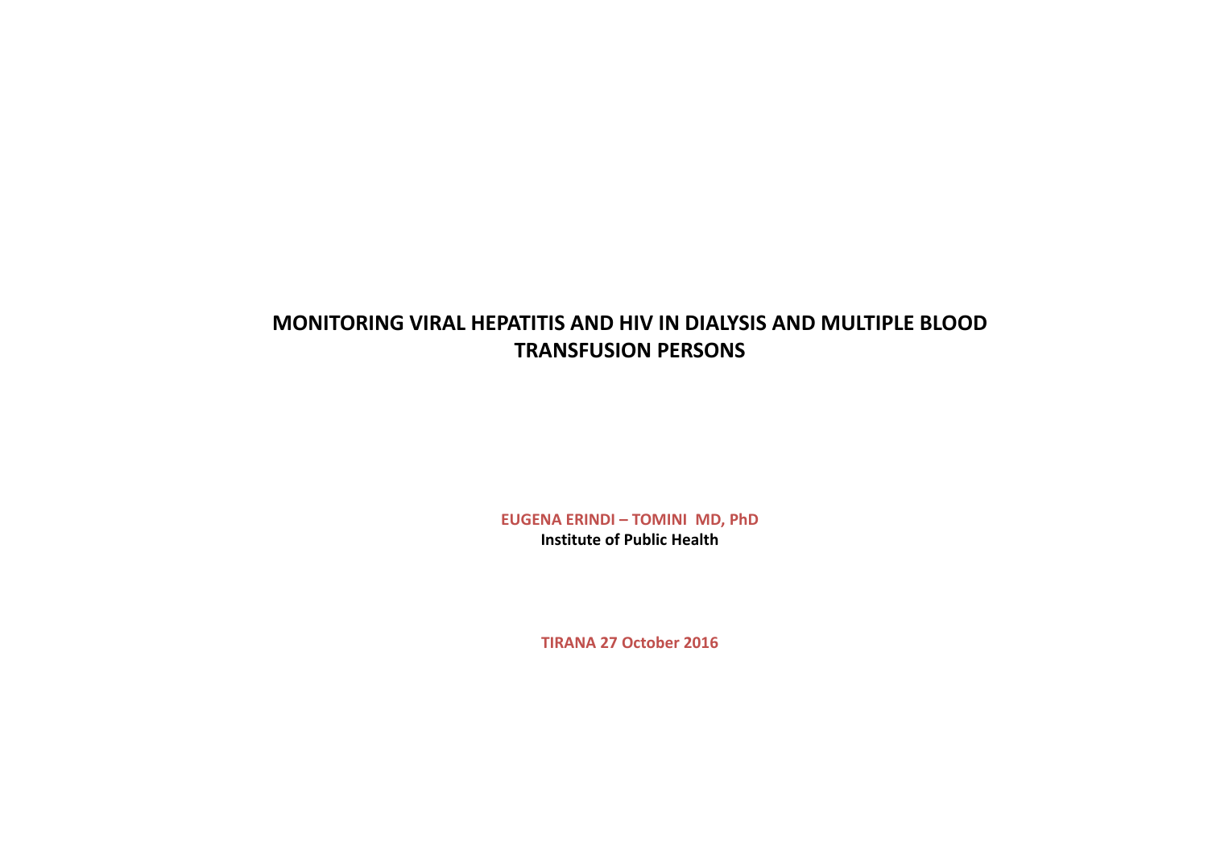# MONITORING VIRAL HEPATITIS AND HIV IN DIALYSIS AND MULTIPLE BLOOD TRANSFUSION PERSONS

**EUGENA ERINDI – TOMINI MD, PhD**

**Institute of Public Health**

**TIRANA 27 October 2016**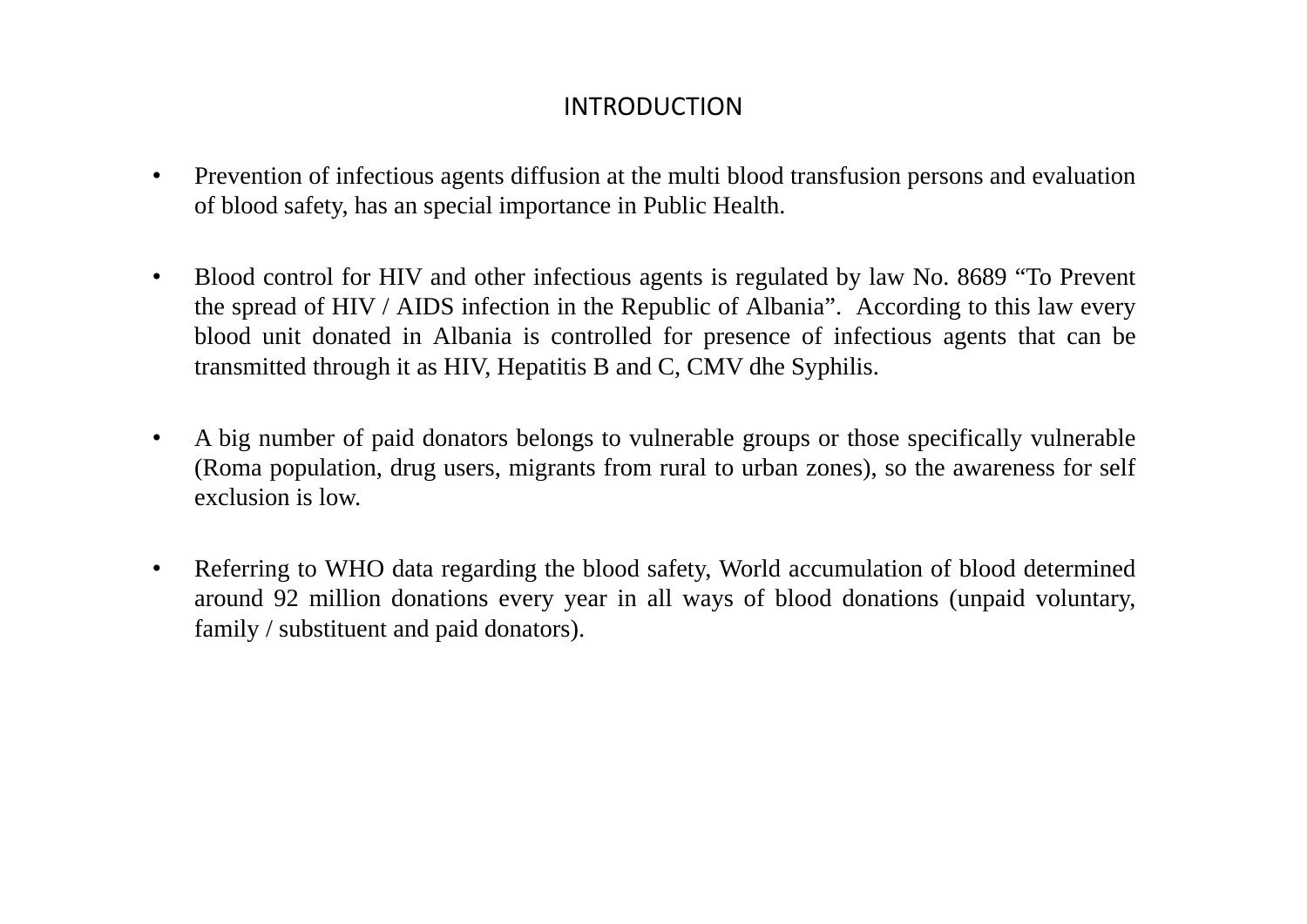# INTRODUCTION

- Prevention of infectious agents diffusion at the multi blood transfusion persons and evaluation of blood safety, has an special importance in Public Health.

- Blood control for HIV and other infectious agents is regulated by law No. 8689 “To Prevent the spread of HIV / AIDS infection in the Republic of Albania”. According to this law every blood unit donated in Albania is controlled for presence of infectious agents that can be transmitted through it as HIV, Hepatitis B and C, CMV dhe Syphilis.

- A big number of paid donators belongs to vulnerable groups or those specifically vulnerable (Roma population, drug users, migrants from rural to urban zones), so the awareness for self exclusion is low.

- Referring to WHO data regarding the blood safety, World accumulation of blood determined around 92 million donations every year in all ways of blood donations (unpaid voluntary, family / substituent and paid donators).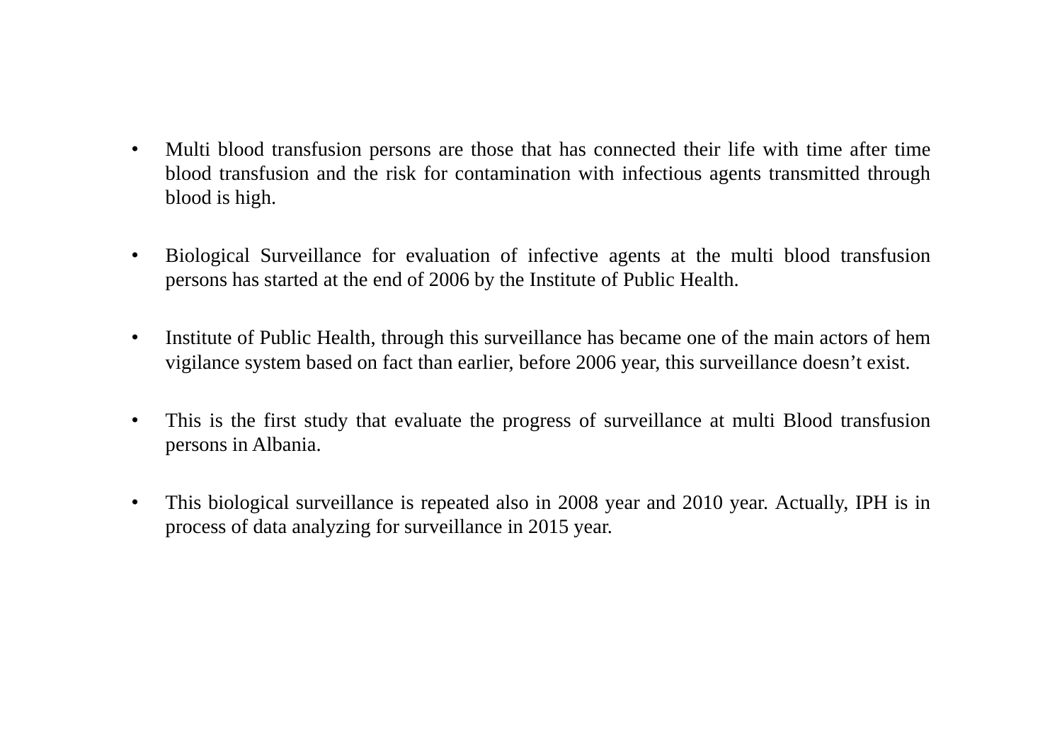- Multi blood transfusion persons are those that has connected their life with time after time blood transfusion and the risk for contamination with infectious agents transmitted through blood is high.

- Biological Surveillance for evaluation of infective agents at the multi blood transfusion persons has started at the end of 2006 by the Institute of Public Health.

- Institute of Public Health, through this surveillance has became one of the main actors of hem vigilance system based on fact than earlier, before 2006 year, this surveillance doesn't exist.

- This is the first study that evaluate the progress of surveillance at multi Blood transfusion persons in Albania.

- This biological surveillance is repeated also in 2008 year and 2010 year. Actually, IPH is in process of data analyzing for surveillance in 2015 year.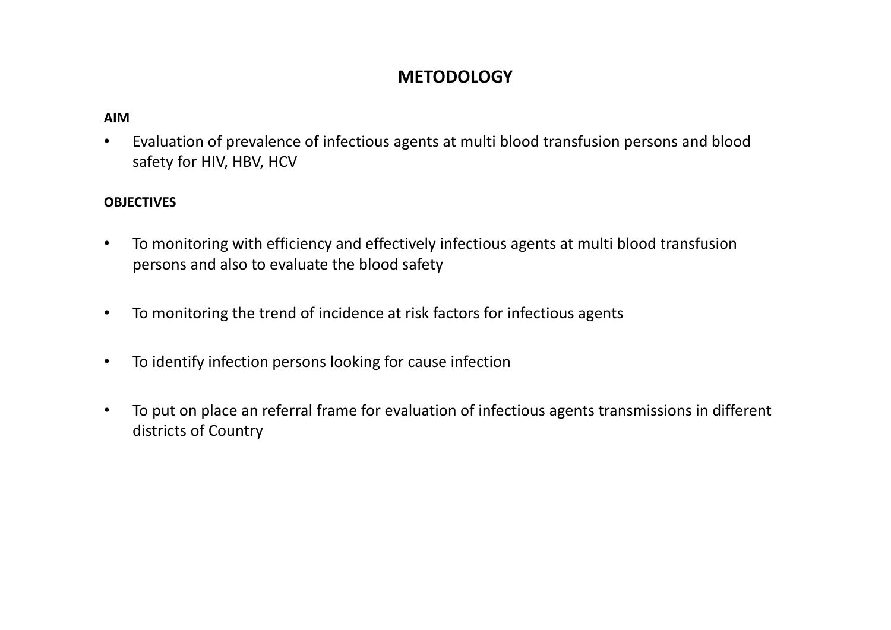# METODOLOGY

**AIM**

- Evaluation of prevalence of infectious agents at multi blood transfusion persons and blood safety for HIV, HBV, HCV

**OBJECTIVES**

- To monitoring with efficiency and effectively infectious agents at multi blood transfusion persons and also to evaluate the blood safety
- To monitoring the trend of incidence at risk factors for infectious agents
- To identify infection persons looking for cause infection
- To put on place an referral frame for evaluation of infectious agents transmissions in different districts of Country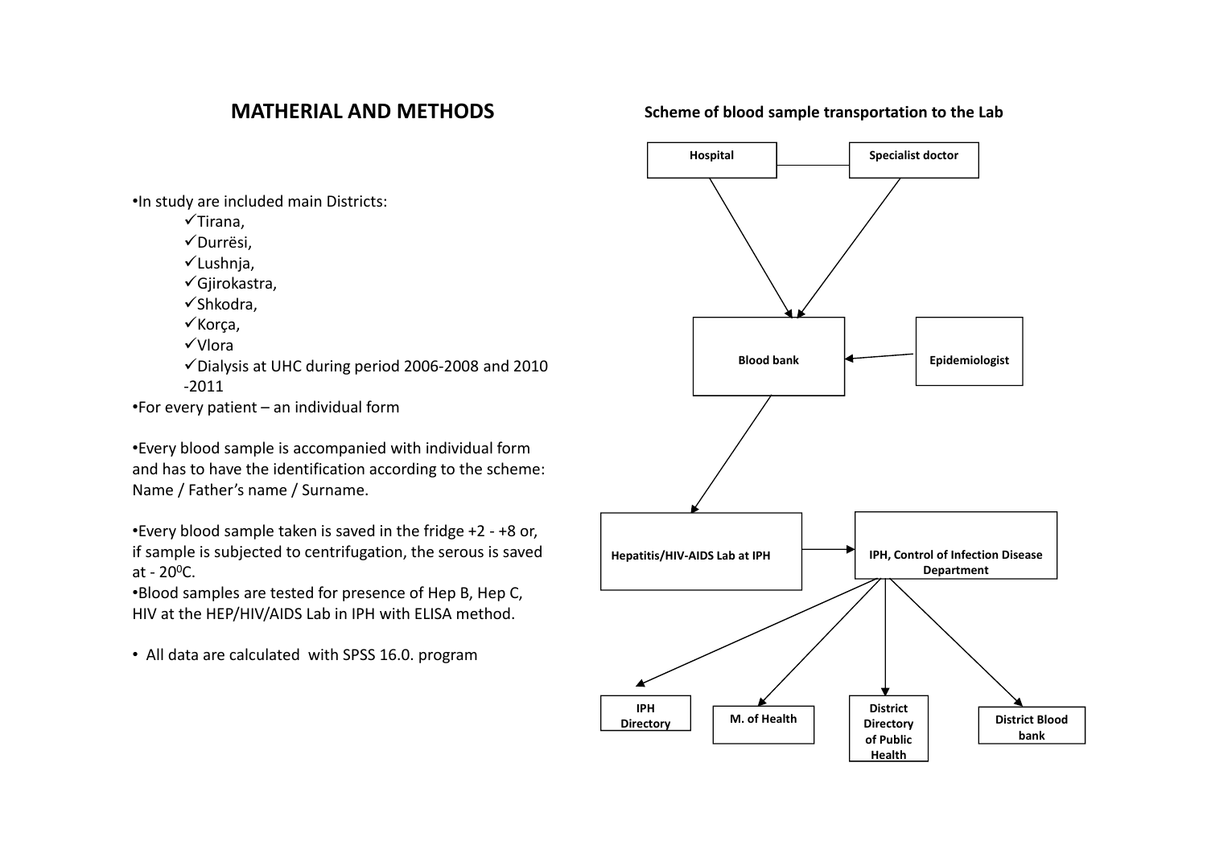## MATHERIAL AND METHODS

- In study are included main Districts:
  - ✓Tirana,
  - ✓Durrësi,
  - ✓Lushnja,
  - ✓Gjirokastra,
  - ✓Shkodra,
  - ✓Korça,
  - ✓Vlora
  - ✓Dialysis at UHC during period 2006-2008 and 2010 -2011
- For every patient – an individual form

- Every blood sample is accompanied with individual form and has to have the identification according to the scheme: Name / Father's name / Surname.

- Every blood sample taken is saved in the fridge +2 - +8 or, if sample is subjected to centrifugation, the serous is saved at - 20$^{0}$C.
- Blood samples are tested for presence of Hep B, Hep C, HIV at the HEP/HIV/AIDS Lab in IPH with ELISA method.

- All data are calculated with SPSS 16.0. program

**Scheme of blood sample transportation to the Lab**

Hospital — Specialist doctor → Blood bank ← Epidemiologist

Blood bank → Hepatitis/HIV-AIDS Lab at IPH → IPH, Control of Infection Disease Department

IPH, Control of Infection Disease Department → IPH Directory; M. of Health; District Directory of Public Health; District Blood bank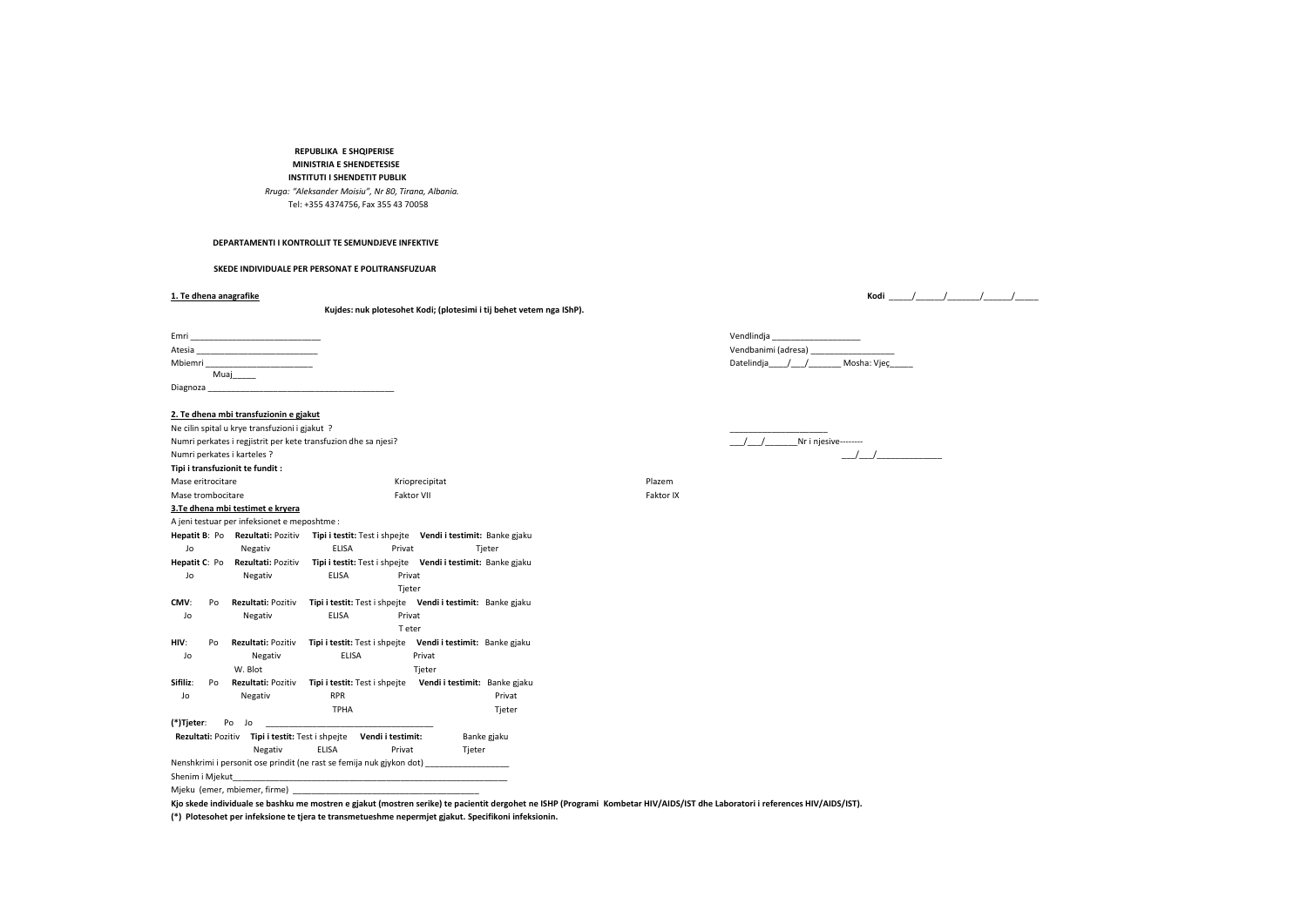**REPUBLIKA E SHQIPERISE**
**MINISTRIA E SHENDETESISE**
**INSTITUTI I SHENDETIT PUBLIK**
*Rruga: "Aleksander Moisiu", Nr 80, Tirana, Albania.*
Tel: +355 4374756, Fax 355 43 70058

**DEPARTAMENTI I KONTROLLIT TE SEMUNDJEVE INFEKTIVE**

**SKEDE INDIVIDUALE PER PERSONAT E POLITRANSFUZUAR**

**1. Te dhena anagrafike** **Kodi** _____/______/_______/______/_____

**Kujdes: nuk plotesohet Kodi; (plotesimi i tij behet vetem nga IShP).**

Emri ____________________________ Vendlindja ___________________
Atesia ___________________________ Vendbanimi (adresa) __________________
Mbiemri _________________________ Datelindja____/___/_______ Mosha: Vjeç_____
Muaj_____
Diagnoza ___________________________________________

**2. Te dhena mbi transfuzionin e gjakut**

Ne cilin spital u krye transfuzioni i gjakut ? _____________________
Numri perkates i regjistrit per kete transfuzion dhe sa njesi? ___/___/_______Nr i njesive--------
Numri perkates i karteles ? ___/___/______________

**Tipi i transfuzionit te fundit :**

Mase eritrocitare Kriopercipitat Plazem
Mase trombocitare Faktor VII Faktor IX

**3.Te dhena mbi testimet e kryera**

A jeni testuar per infeksionet e meposhtme :

**Hepatit B**: Po Jo **Rezultati:** Pozitiv Negativ **Tipi i testit:** Test i shpejte ELISA **Vendi i testimit:** Banke gjaku Privat Tjeter

**Hepatit C**: Po Jo **Rezultati:** Pozitiv Negativ **Tipi i testit:** Test i shpejte ELISA **Vendi i testimit:** Banke gjaku Privat Tjeter

**CMV**: Po Jo **Rezultati:** Pozitiv Negativ **Tipi i testit:** Test i shpejte ELISA **Vendi i testimit:** Banke gjaku Privat T eter

**HIV**: Po Jo **Rezultati:** Pozitiv Negativ W. Blot **Tipi i testit:** Test i shpejte ELISA **Vendi i testimit:** Banke gjaku Privat Tjeter

**Sifiliz**: Po Jo **Rezultati:** Pozitiv Negativ **Tipi i testit:** Test i shpejte RPR TPHA **Vendi i testimit:** Banke gjaku Privat Tjeter

**(\*)Tjeter**: Po Jo ____________________________________

**Rezultati:** Pozitiv Negativ **Tipi i testit:** Test i shpejte ELISA **Vendi i testimit:** Banke gjaku Privat Tjeter

Nenshkrimi i personit ose prindit (ne rast se femija nuk gjykon dot) __________________
Shenim i Mjekut_______________________________________________________
Mjeku (emer, mbiemer, firme) ____________________________________________

**Kjo skede individuale se bashku me mostren e gjakut (mostren serike) te pacientit dergohet ne ISHP (Programi Kombetar HIV/AIDS/IST dhe Laboratori i references HIV/AIDS/IST).**

**(\*) Plotesohet per infeksione te tjera te transmetueshme nepermjet gjakut. Specifikoni infeksionin.**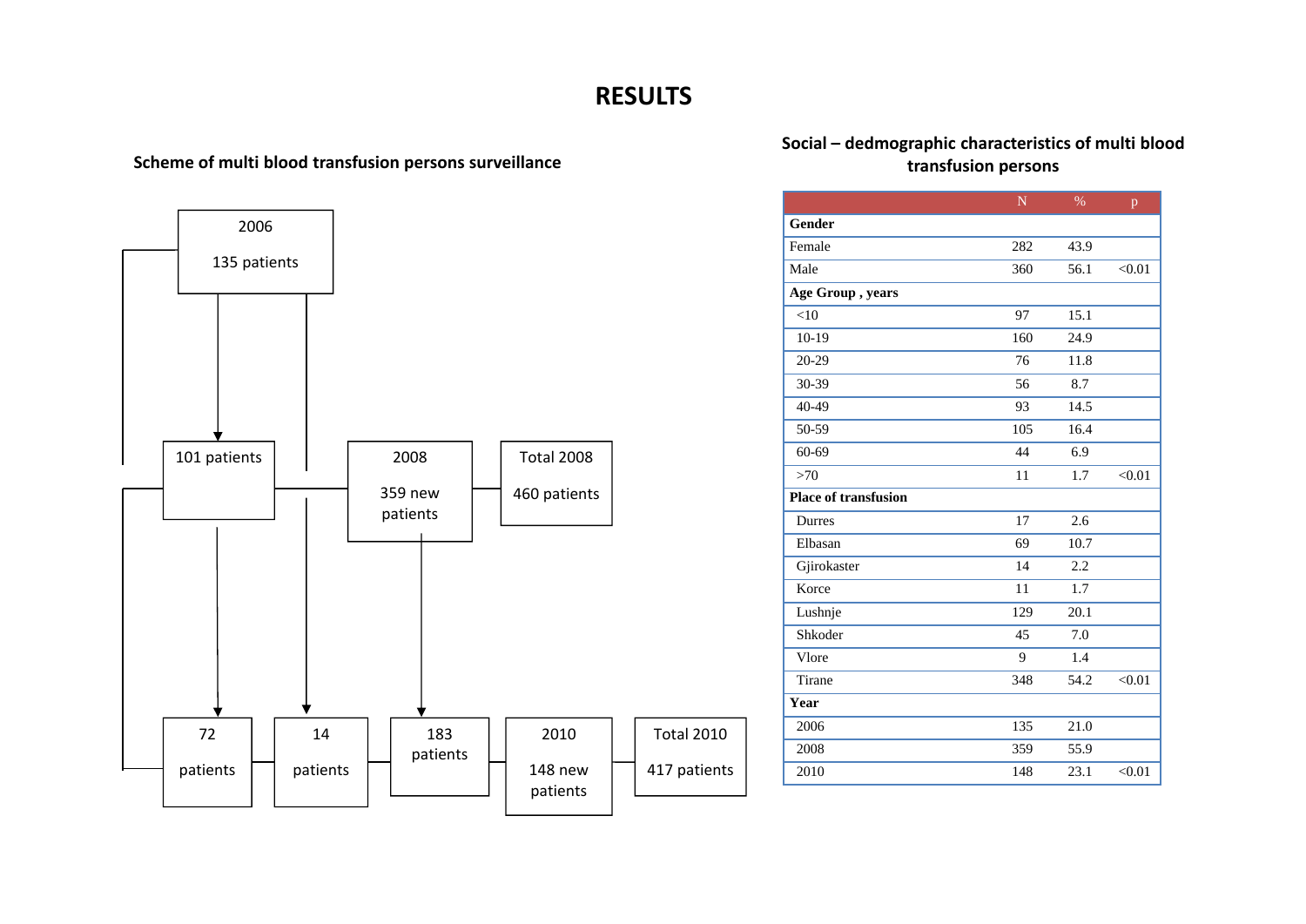# RESULTS

## Scheme of multi blood transfusion persons surveillance

2006

135 patients

101 patients

2008

359 new patients

Total 2008

460 patients

72

patients

14

patients

183

patients

2010

148 new patients

Total 2010

417 patients

## Social – dedmographic characteristics of multi blood transfusion persons

| | N | % | p |
|---|---|---|---|
| **Gender** | | | |
| Female | 282 | 43.9 | |
| Male | 360 | 56.1 | <0.01 |
| **Age Group , years** | | | |
| <10 | 97 | 15.1 | |
| 10-19 | 160 | 24.9 | |
| 20-29 | 76 | 11.8 | |
| 30-39 | 56 | 8.7 | |
| 40-49 | 93 | 14.5 | |
| 50-59 | 105 | 16.4 | |
| 60-69 | 44 | 6.9 | |
| >70 | 11 | 1.7 | <0.01 |
| **Place of transfusion** | | | |
| Durres | 17 | 2.6 | |
| Elbasan | 69 | 10.7 | |
| Gjirokaster | 14 | 2.2 | |
| Korce | 11 | 1.7 | |
| Lushnje | 129 | 20.1 | |
| Shkoder | 45 | 7.0 | |
| Vlore | 9 | 1.4 | |
| Tirane | 348 | 54.2 | <0.01 |
| **Year** | | | |
| 2006 | 135 | 21.0 | |
| 2008 | 359 | 55.9 | |
| 2010 | 148 | 23.1 | <0.01 |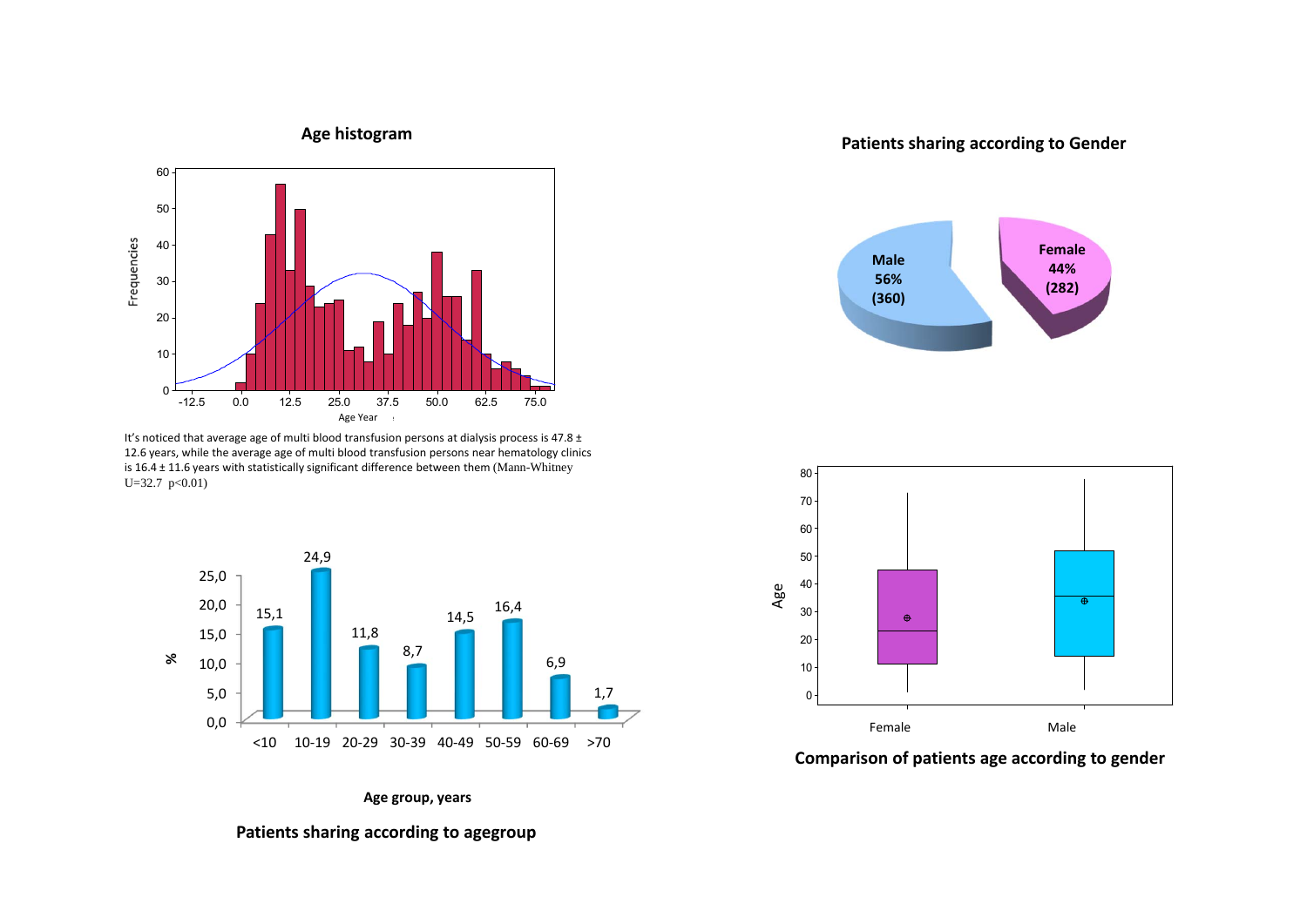Age histogram

Patients sharing according to Gender

It's noticed that average age of multi blood transfusion persons at dialysis process is 47.8 ± 12.6 years, while the average age of multi blood transfusion persons near hematology clinics is 16.4 ± 11.6 years with statistically significant difference between them (Mann-Whitney U=32.7 $p<0.01$)

Comparison of patients age according to gender

Patients sharing according to agegroup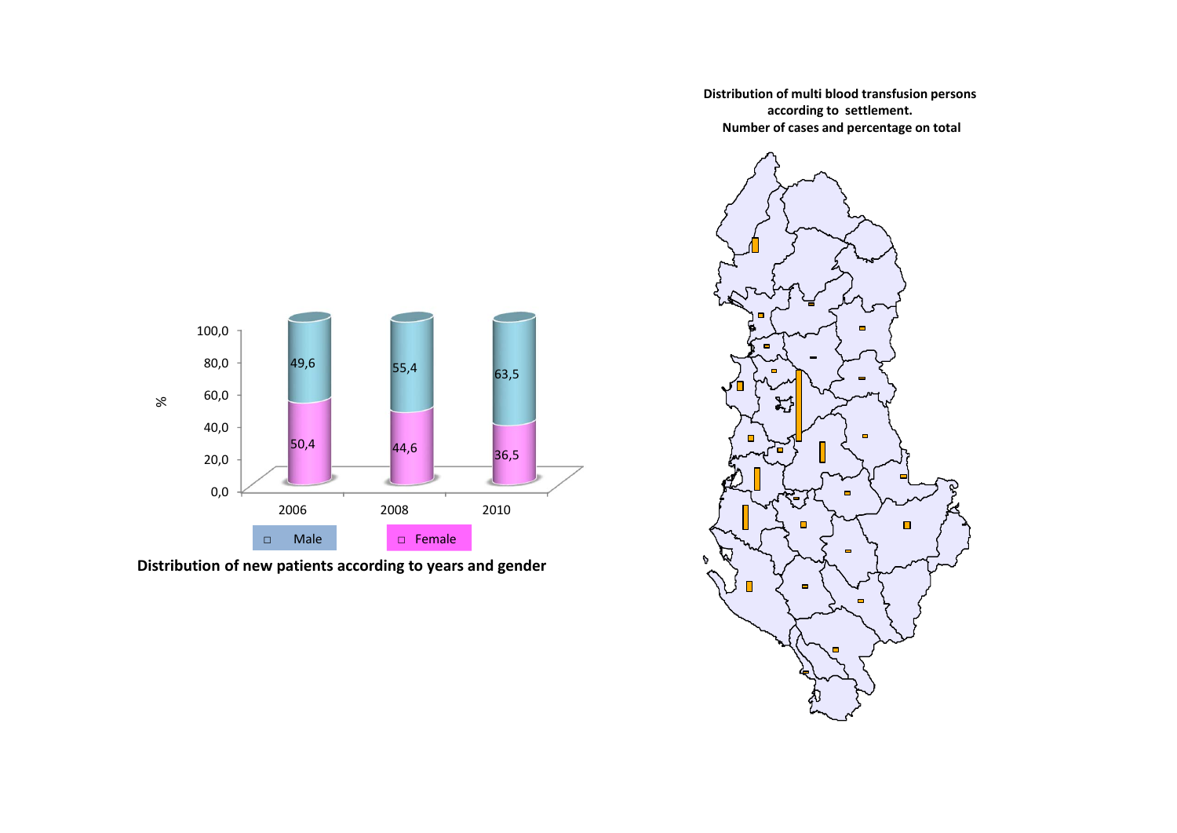| Year | Male (%) | Female (%) |
|---|---|---|
| 2006 | 49,6 | 50,4 |
| 2008 | 55,4 | 44,6 |
| 2010 | 63,5 | 36,5 |

**Distribution of new patients according to years and gender**

**Distribution of multi blood transfusion persons according to settlement. Number of cases and percentage on total**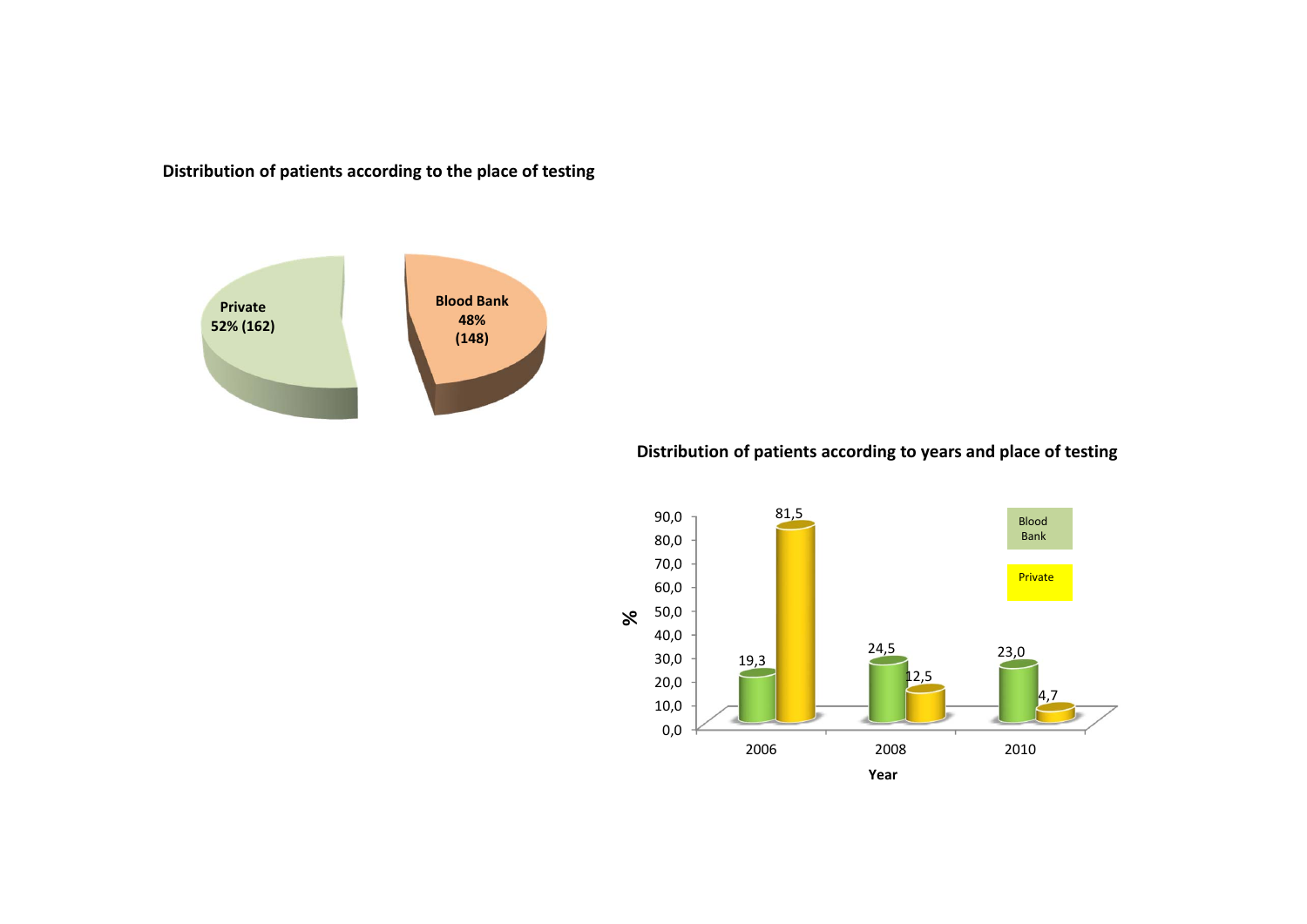**Distribution of patients according to the place of testing**

Private
52% (162)

Blood Bank
48%
(148)

**Distribution of patients according to years and place of testing**

| Year | Blood Bank (%) | Private (%) |
| --- | --- | --- |
| 2006 | 19,3 | 81,5 |
| 2008 | 24,5 | 12,5 |
| 2010 | 23,0 | 4,7 |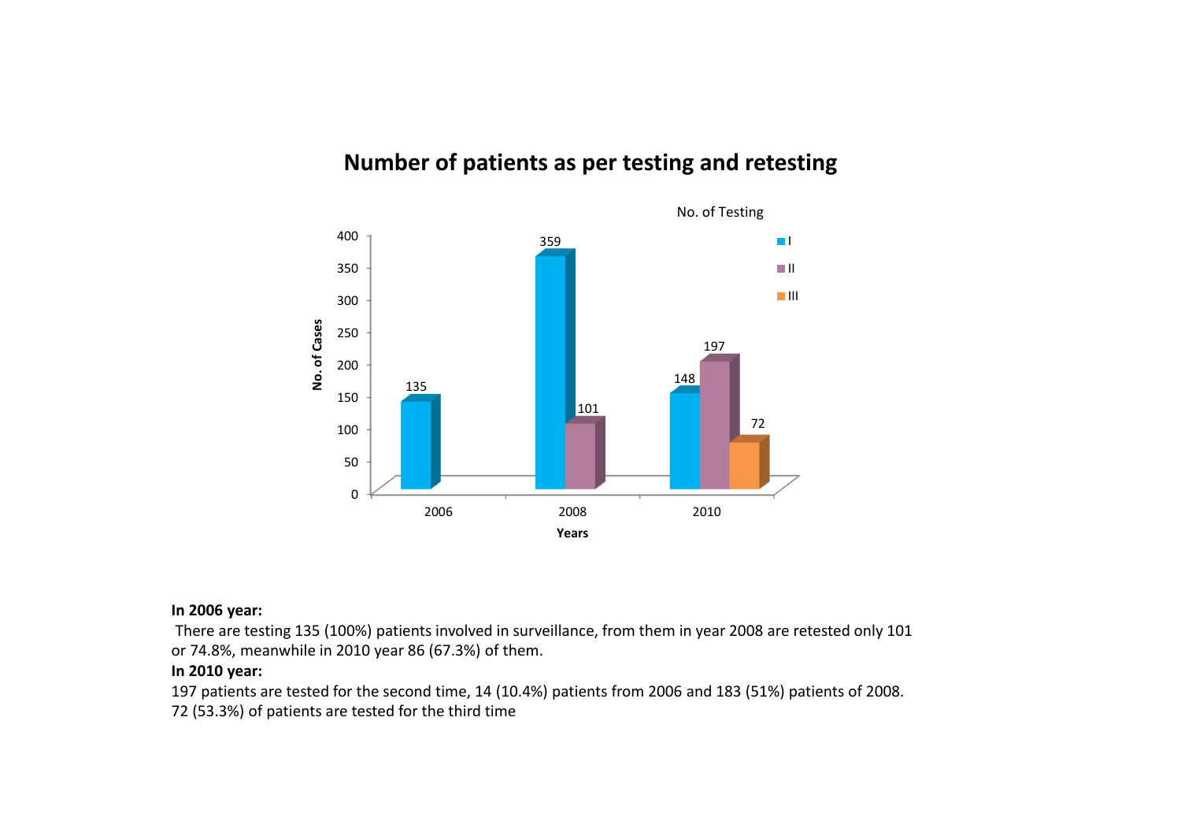## Number of patients as per testing and retesting

| Years | I | II | III |
|---|---|---|---|
| 2006 | 135 | | |
| 2008 | 359 | 101 | |
| 2010 | 148 | 197 | 72 |

**In 2006 year:**

There are testing 135 (100%) patients involved in surveillance, from them in year 2008 are retested only 101 or 74.8%, meanwhile in 2010 year 86 (67.3%) of them.

**In 2010 year:**

197 patients are tested for the second time, 14 (10.4%) patients from 2006 and 183 (51%) patients of 2008. 72 (53.3%) of patients are tested for the third time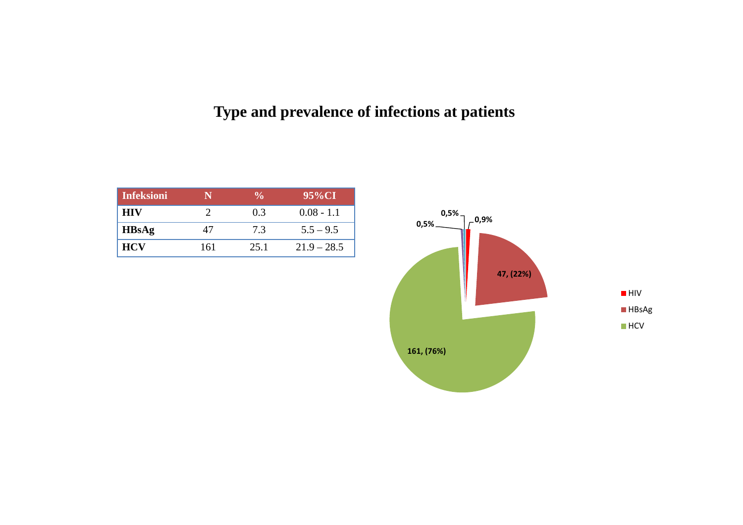# Type and prevalence of infections at patients

| Infeksioni | N | % | 95%CI |
|---|---|---|---|
| **HIV** | 2 | 0.3 | 0.08 - 1.1 |
| **HBsAg** | 47 | 7.3 | 5.5 – 9.5 |
| **HCV** | 161 | 25.1 | 21.9 – 28.5 |

0,5%
0,5%
0,9%
47, (22%)
161, (76%)

HIV
HBsAg
HCV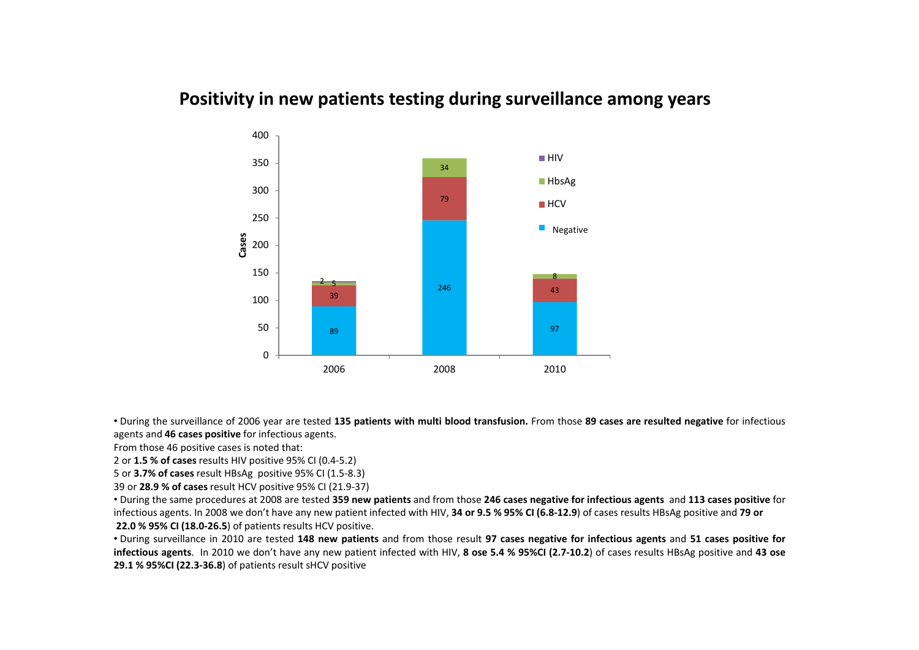## Positivity in new patients testing during surveillance among years

| Year | Negative | HCV | HbsAg | HIV |
|---|---|---|---|---|
| 2006 | 89 | 39 | 5 | 2 |
| 2008 | 246 | 79 | 34 | |
| 2010 | 97 | 43 | 8 | |

- During the surveillance of 2006 year are tested **135 patients with multi blood transfusion.** From those **89 cases are resulted negative** for infectious agents and **46 cases positive** for infectious agents.

From those 46 positive cases is noted that:

2 or **1.5 % of cases** results HIV positive 95% CI (0.4-5.2)

5 or **3.7% of cases** result HBsAg positive 95% CI (1.5-8.3)

39 or **28.9 % of cases** result HCV positive 95% CI (21.9-37)

- During the same procedures at 2008 are tested **359 new patients** and from those **246 cases negative for infectious agents** and **113 cases positive** for infectious agents. In 2008 we don't have any new patient infected with HIV, **34 or 9.5 % 95% CI (6.8-12.9**) of cases results HBsAg positive and **79 or 22.0 % 95% CI (18.0-26.5**) of patients results HCV positive.
- During surveillance in 2010 are tested **148 new patients** and from those result **97 cases negative for infectious agents** and **51 cases positive for infectious agents**. In 2010 we don't have any new patient infected with HIV, **8 ose 5.4 % 95%CI (2.7-10.2**) of cases results HBsAg positive and **43 ose 29.1 % 95%CI (22.3-36.8**) of patients result sHCV positive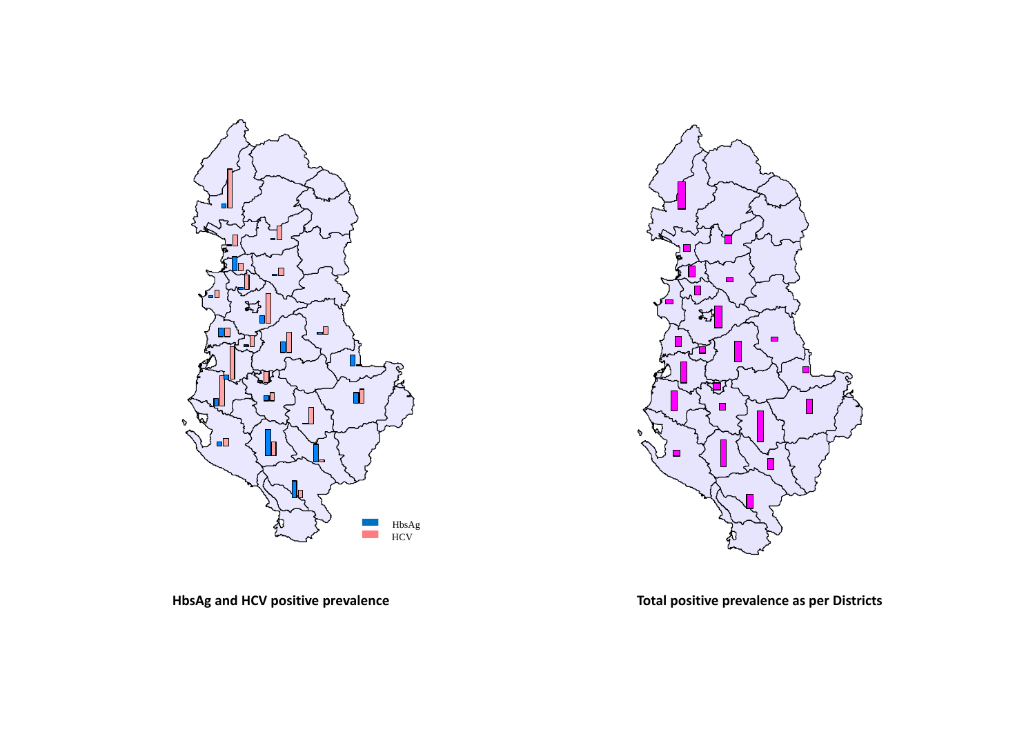HbsAg
HCV

**HbsAg and HCV positive prevalence**

**Total positive prevalence as per Districts**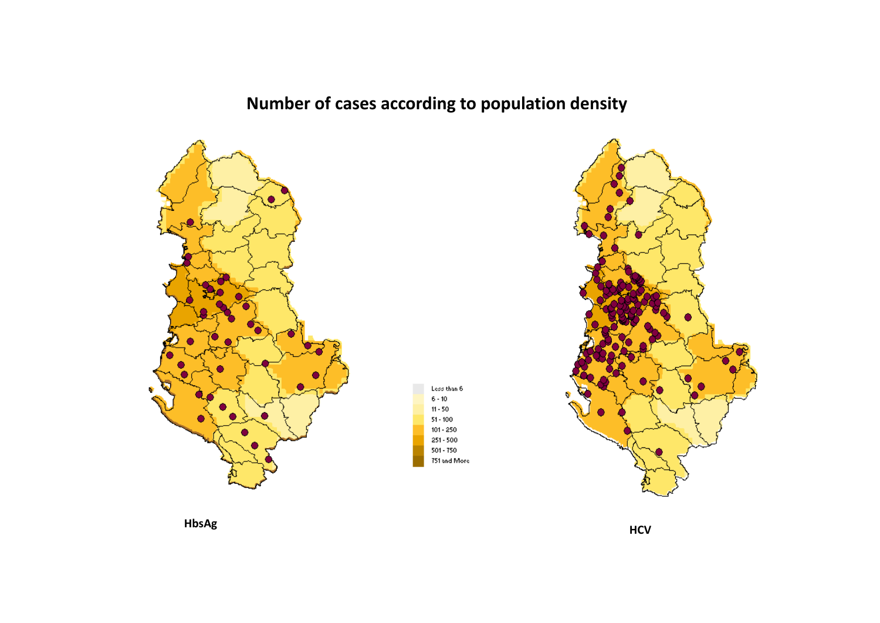# Number of cases according to population density

| Legend |
| --- |
| Less than 6 |
| 6 - 10 |
| 11 - 50 |
| 51 - 100 |
| 101 - 250 |
| 251 - 500 |
| 501 - 750 |
| 751 and More |

HbsAg

HCV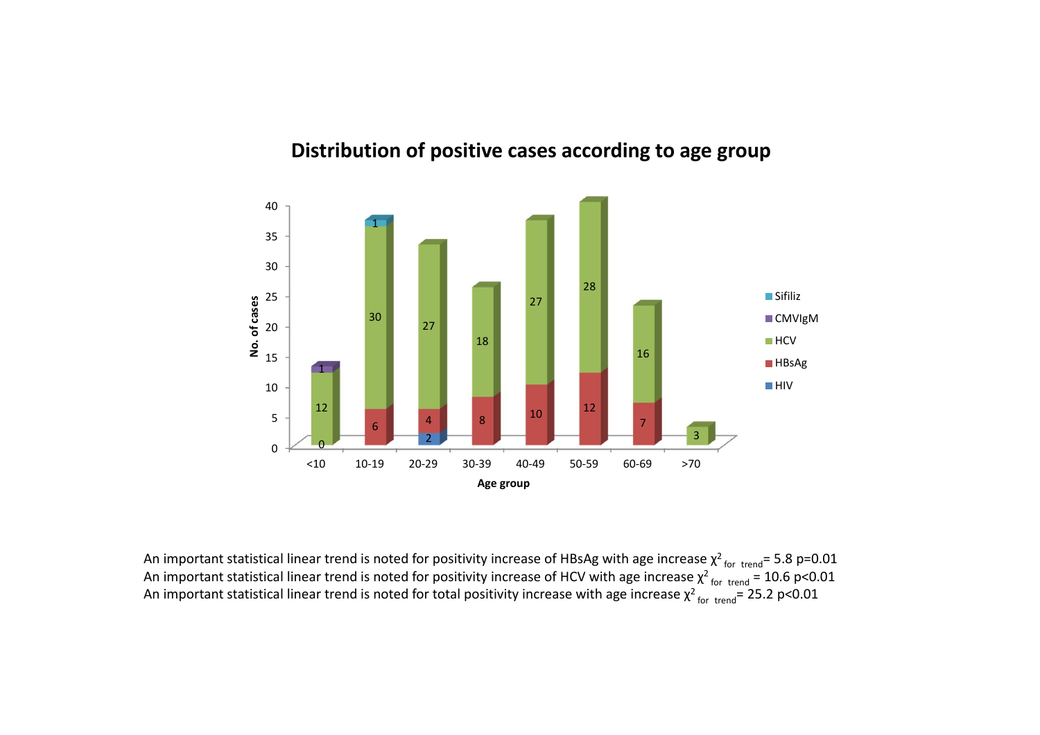## Distribution of positive cases according to age group

An important statistical linear trend is noted for positivity increase of HBsAg with age increase $\chi^2_{\text{for trend}} = 5.8$ $p=0.01$

An important statistical linear trend is noted for positivity increase of HCV with age increase $\chi^2_{\text{for trend}} = 10.6$ $p<0.01$

An important statistical linear trend is noted for total positivity increase with age increase $\chi^2_{\text{for trend}} = 25.2$ $p<0.01$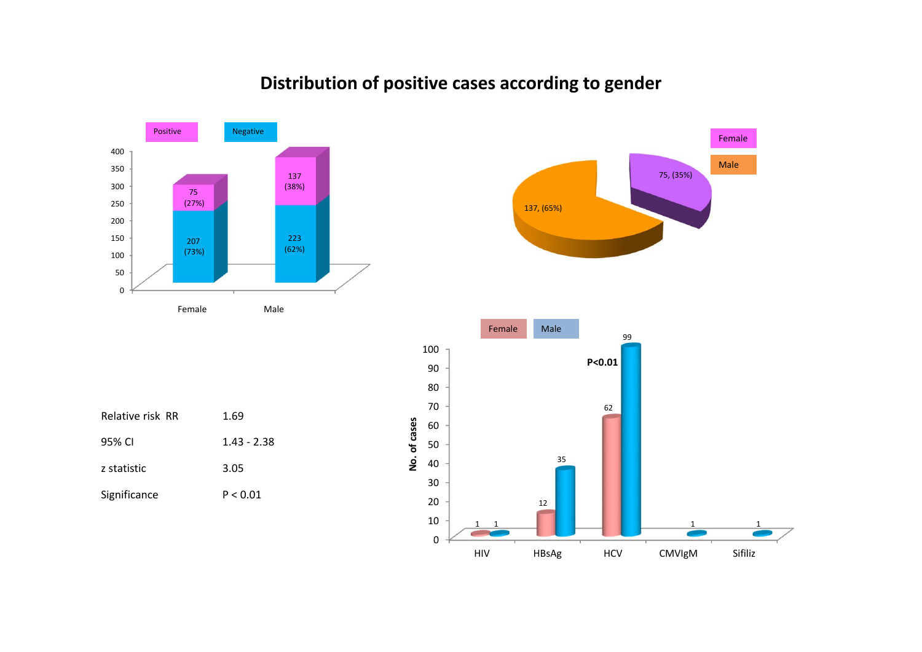# Distribution of positive cases according to gender

| | Positive | Negative |
|---|---|---|
| Female | 75 (27%) | 207 (73%) |
| Male | 137 (38%) | 223 (62%) |

| | Positive cases |
|---|---|
| Female | 75, (35%) |
| Male | 137, (65%) |

| Relative risk RR | 1.69 |
|---|---|
| 95% CI | 1.43 - 2.38 |
| z statistic | 3.05 |
| Significance | P < 0.01 |

No. of cases

| | Female | Male |
|---|---|---|
| HIV | 1 | 1 |
| HBsAg | 12 | 35 |
| HCV | 62 | 99 |
| CMVIgM | | 1 |
| Sifiliz | | 1 |

P<0.01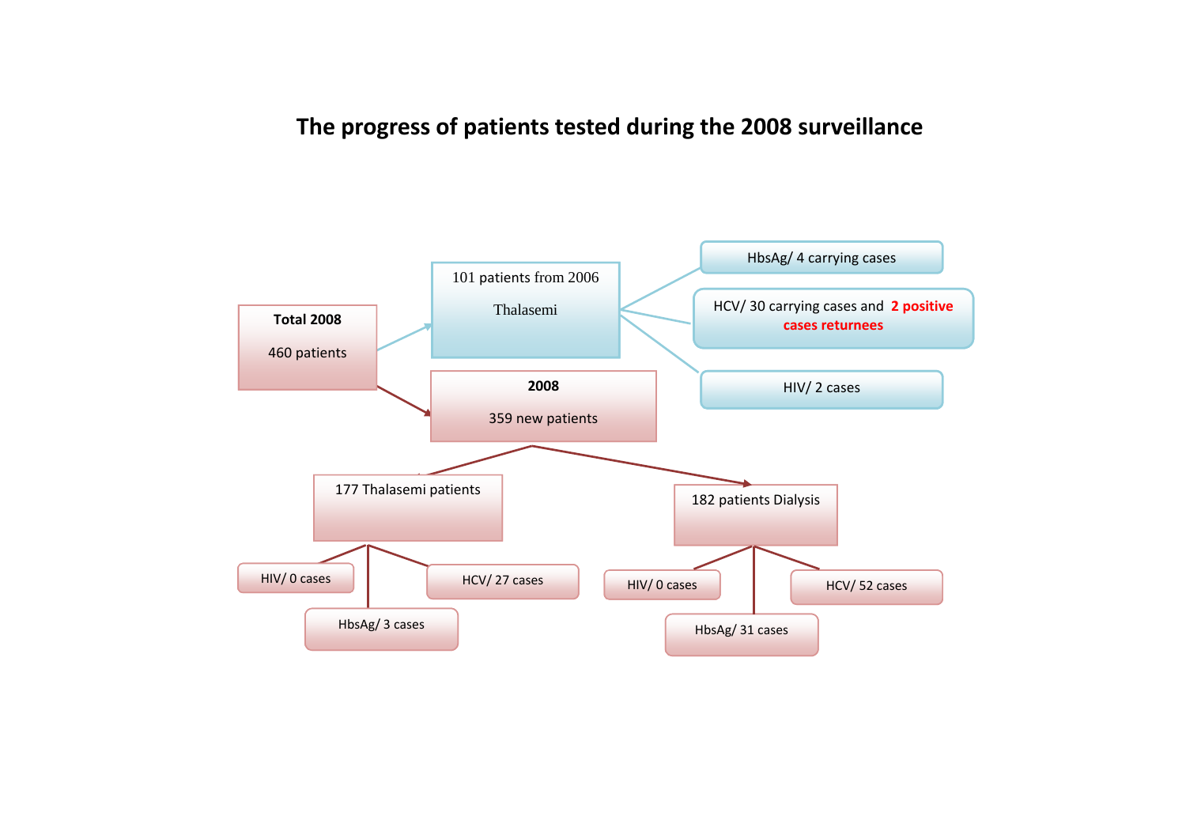# The progress of patients tested during the 2008 surveillance

**Total 2008**

460 patients

- 101 patients from 2006 Thalasemi
  - HbsAg/ 4 carrying cases
  - HCV/ 30 carrying cases and **2 positive cases returnees**
  - HIV/ 2 cases
- **2008**

  359 new patients
  - 177 Thalasemi patients
    - HIV/ 0 cases
    - HbsAg/ 3 cases
    - HCV/ 27 cases
  - 182 patients Dialysis
    - HIV/ 0 cases
    - HbsAg/ 31 cases
    - HCV/ 52 cases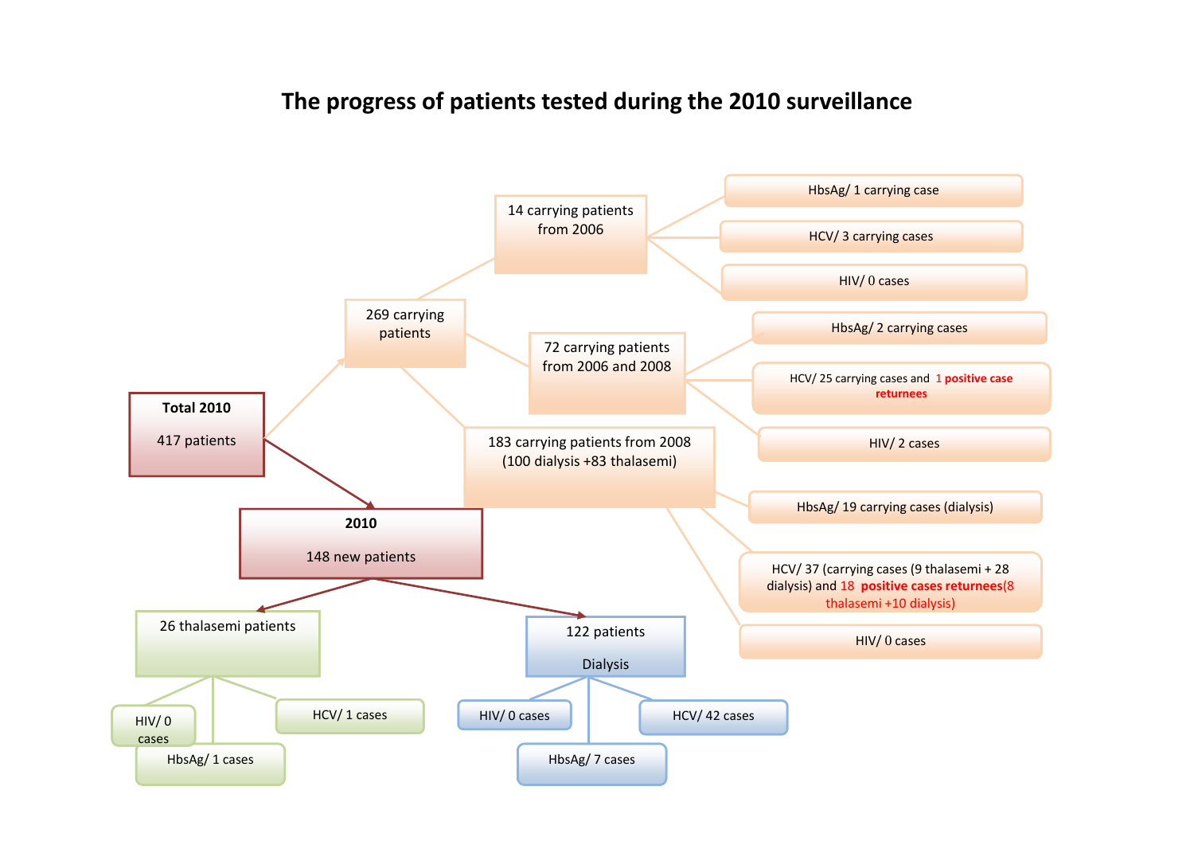# The progress of patients tested during the 2010 surveillance

- **Total 2010** — 417 patients
  - 269 carrying patients
    - 14 carrying patients from 2006
      - HbsAg/ 1 carrying case
      - HCV/ 3 carrying cases
      - HIV/ 0 cases
    - 72 carrying patients from 2006 and 2008
      - HbsAg/ 2 carrying cases
      - HCV/ 25 carrying cases and **1 positive case returnees**
      - HIV/ 2 cases
    - 183 carrying patients from 2008 (100 dialysis +83 thalasemi)
      - HbsAg/ 19 carrying cases (dialysis)
      - HCV/ 37 (carrying cases (9 thalasemi + 28 dialysis) and 18 **positive cases returnees**(8 thalasemi +10 dialysis)
      - HIV/ 0 cases
  - **2010** — 148 new patients
    - 26 thalasemi patients
      - HIV/ 0 cases
      - HbsAg/ 1 cases
      - HCV/ 1 cases
    - 122 patients Dialysis
      - HIV/ 0 cases
      - HbsAg/ 7 cases
      - HCV/ 42 cases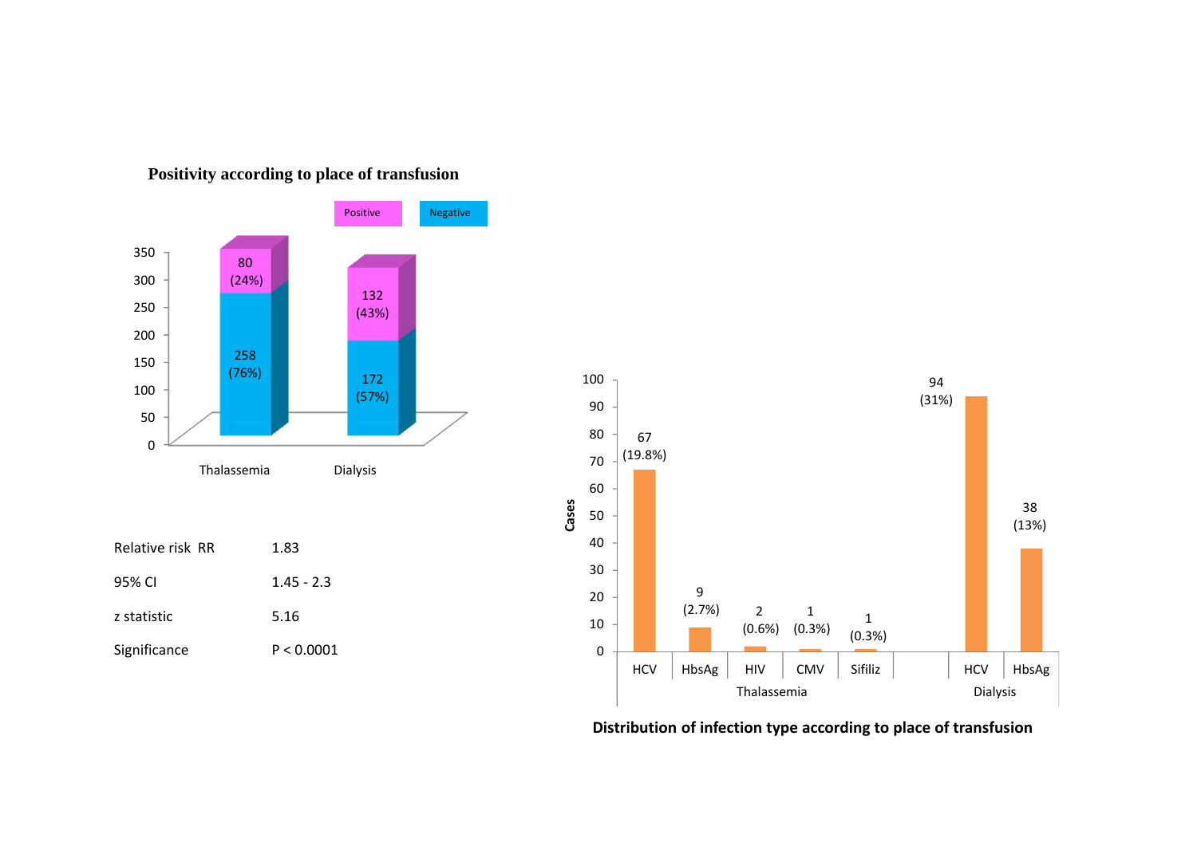**Positivity according to place of transfusion**

| | Positive | Negative |
|---|---|---|
| Thalassemia | 80 (24%) | 258 (76%) |
| Dialysis | 132 (43%) | 172 (57%) |

| | |
|---|---|
| Relative risk RR | 1.83 |
| 95% CI | 1.45 - 2.3 |
| z statistic | 5.16 |
| Significance | P < 0.0001 |

| Place of transfusion | Infection | Cases |
|---|---|---|
| Thalassemia | HCV | 67 (19.8%) |
| Thalassemia | HbsAg | 9 (2.7%) |
| Thalassemia | HIV | 2 (0.6%) |
| Thalassemia | CMV | 1 (0.3%) |
| Thalassemia | Sifiliz | 1 (0.3%) |
| Dialysis | HCV | 94 (31%) |
| Dialysis | HbsAg | 38 (13%) |

**Distribution of infection type according to place of transfusion**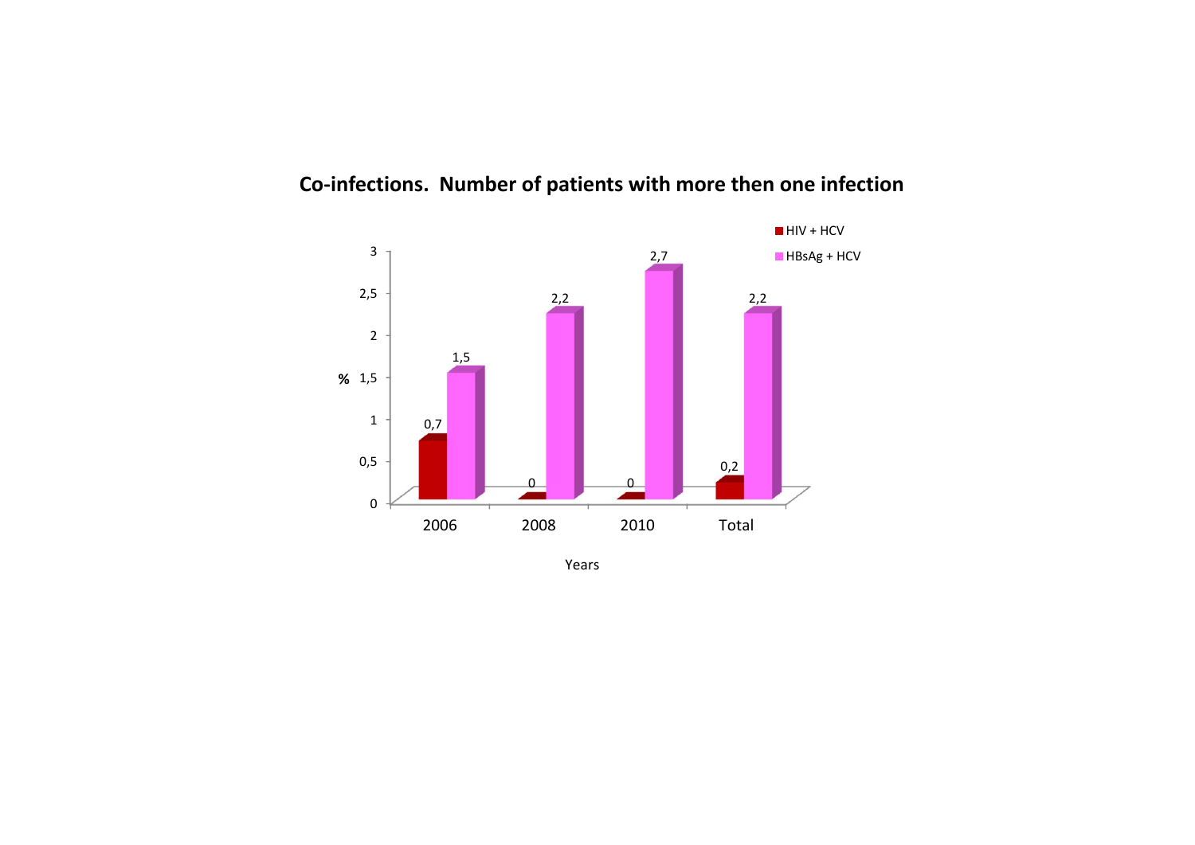**Co-infections. Number of patients with more then one infection**

| Years | HIV + HCV (%) | HBsAg + HCV (%) |
|---|---|---|
| 2006 | 0,7 | 1,5 |
| 2008 | 0 | 2,2 |
| 2010 | 0 | 2,7 |
| Total | 0,2 | 2,2 |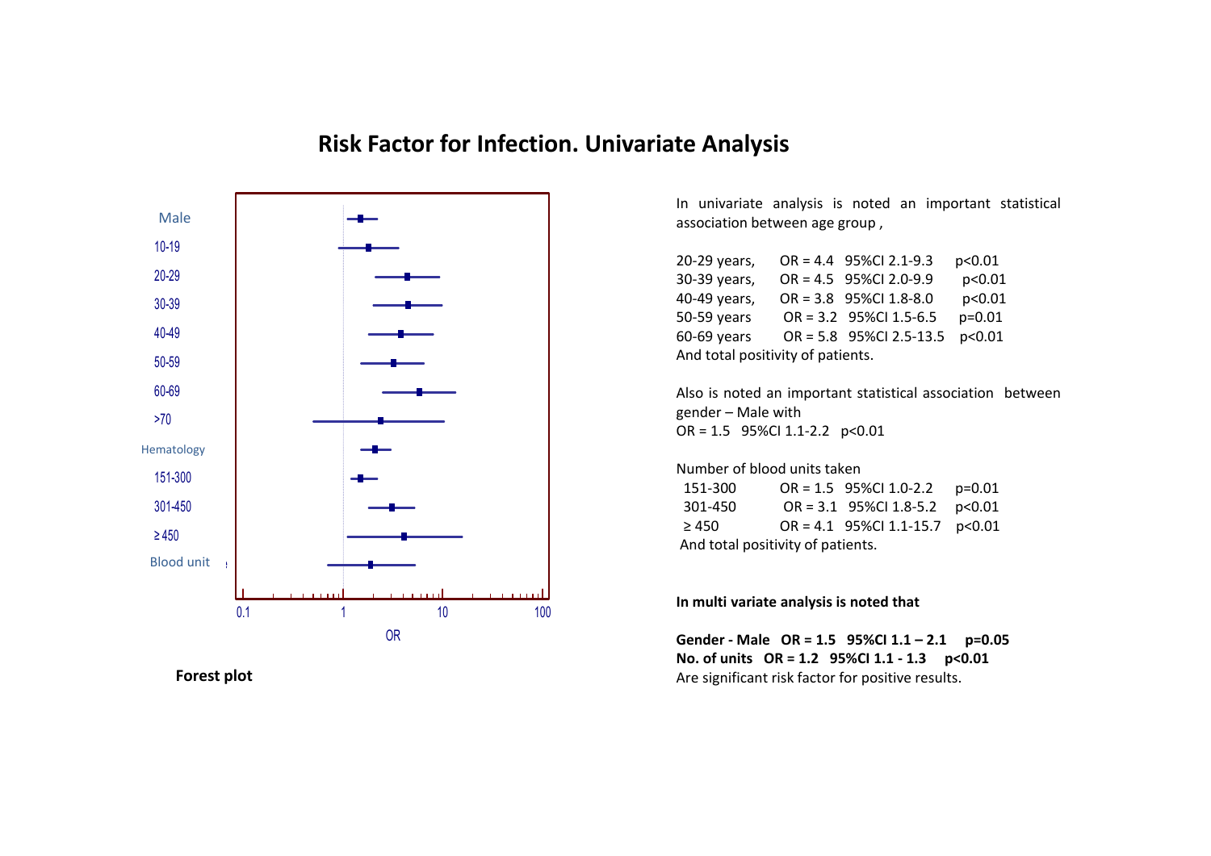# Risk Factor for Infection. Univariate Analysis

Male
10-19
20-29
30-39
40-49
50-59
60-69
>70
Hematology
151-300
301-450
≥ 450
Blood unit

0.1 1 10 100

OR

**Forest plot**

In univariate analysis is noted an important statistical association between age group ,

| | | | |
|---|---|---|---|
| 20-29 years, | OR = 4.4 | 95%CI 2.1-9.3 | $p<0.01$ |
| 30-39 years, | OR = 4.5 | 95%CI 2.0-9.9 | $p<0.01$ |
| 40-49 years, | OR = 3.8 | 95%CI 1.8-8.0 | $p<0.01$ |
| 50-59 years | OR = 3.2 | 95%CI 1.5-6.5 | $p=0.01$ |
| 60-69 years | OR = 5.8 | 95%CI 2.5-13.5 | $p<0.01$ |

And total positivity of patients.

Also is noted an important statistical association between gender – Male with
OR = 1.5 95%CI 1.1-2.2 $p<0.01$

Number of blood units taken

| | | | |
|---|---|---|---|
| 151-300 | OR = 1.5 | 95%CI 1.0-2.2 | $p=0.01$ |
| 301-450 | OR = 3.1 | 95%CI 1.8-5.2 | $p<0.01$ |
| ≥ 450 | OR = 4.1 | 95%CI 1.1-15.7 | $p<0.01$ |

And total positivity of patients.

**In multi variate analysis is noted that**

**Gender - Male OR = 1.5 95%CI 1.1 – 2.1 p=0.05**
**No. of units OR = 1.2 95%CI 1.1 - 1.3 p<0.01**
Are significant risk factor for positive results.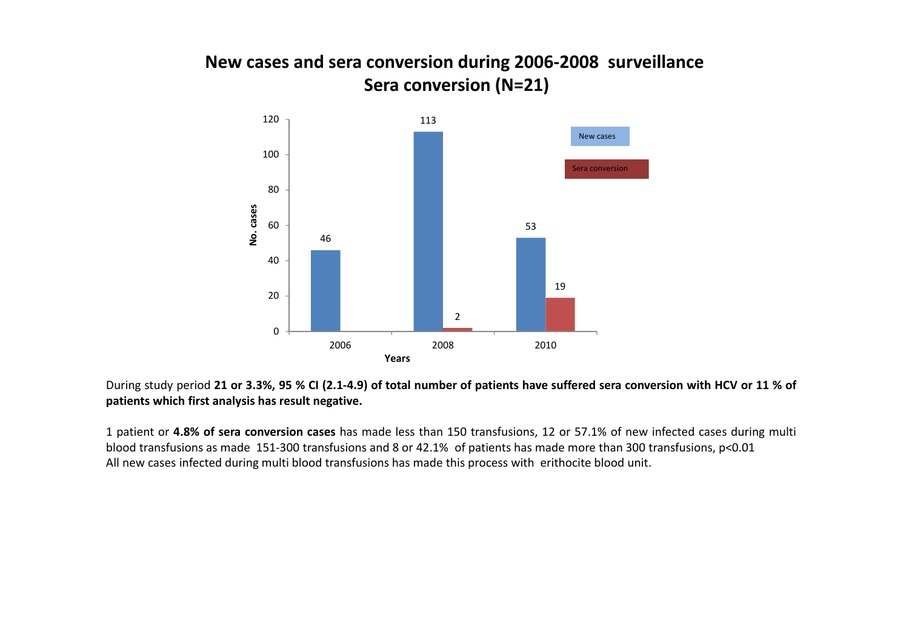# New cases and sera conversion during 2006-2008 surveillance
## Sera conversion (N=21)

| Years | New cases | Sera conversion |
|---|---|---|
| 2006 | 46 | |
| 2008 | 113 | 2 |
| 2010 | 53 | 19 |

During study period **21 or 3.3%, 95 % CI (2.1-4.9) of total number of patients have suffered sera conversion with HCV or 11 % of patients which first analysis has result negative.**

1 patient or **4.8% of sera conversion cases** has made less than 150 transfusions, 12 or 57.1% of new infected cases during multi blood transfusions as made 151-300 transfusions and 8 or 42.1% of patients has made more than 300 transfusions, $p<0.01$
All new cases infected during multi blood transfusions has made this process with erithocite blood unit.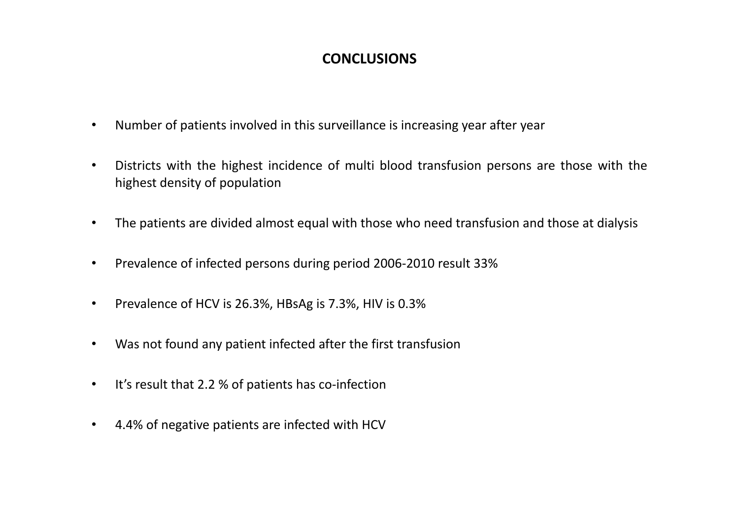## CONCLUSIONS

- Number of patients involved in this surveillance is increasing year after year
- Districts with the highest incidence of multi blood transfusion persons are those with the highest density of population
- The patients are divided almost equal with those who need transfusion and those at dialysis
- Prevalence of infected persons during period 2006-2010 result 33%
- Prevalence of HCV is 26.3%, HBsAg is 7.3%, HIV is 0.3%
- Was not found any patient infected after the first transfusion
- It's result that 2.2 % of patients has co-infection
- 4.4% of negative patients are infected with HCV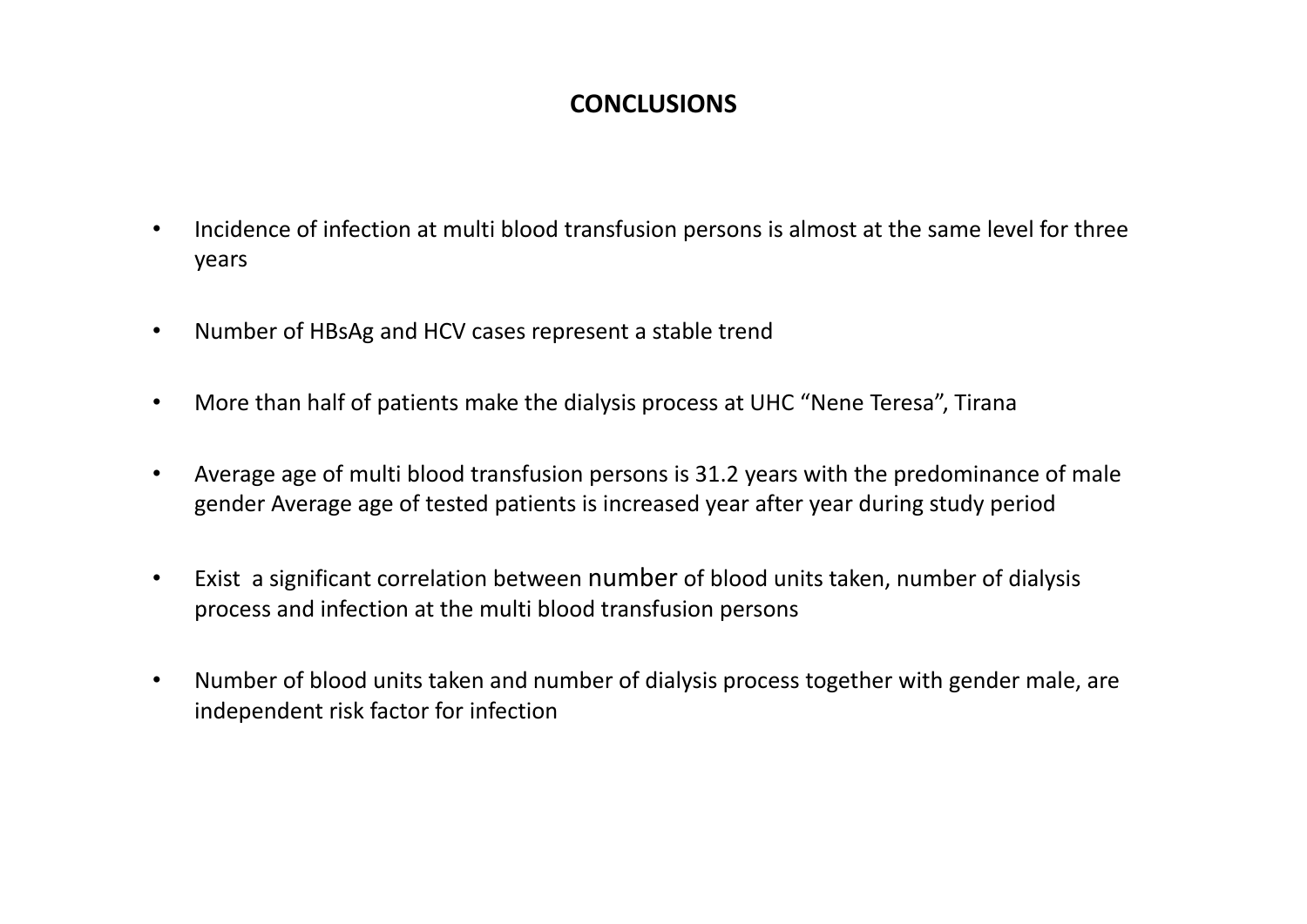## CONCLUSIONS

- Incidence of infection at multi blood transfusion persons is almost at the same level for three years
- Number of HBsAg and HCV cases represent a stable trend
- More than half of patients make the dialysis process at UHC "Nene Teresa", Tirana
- Average age of multi blood transfusion persons is 31.2 years with the predominance of male gender Average age of tested patients is increased year after year during study period
- Exist a significant correlation between number of blood units taken, number of dialysis process and infection at the multi blood transfusion persons
- Number of blood units taken and number of dialysis process together with gender male, are independent risk factor for infection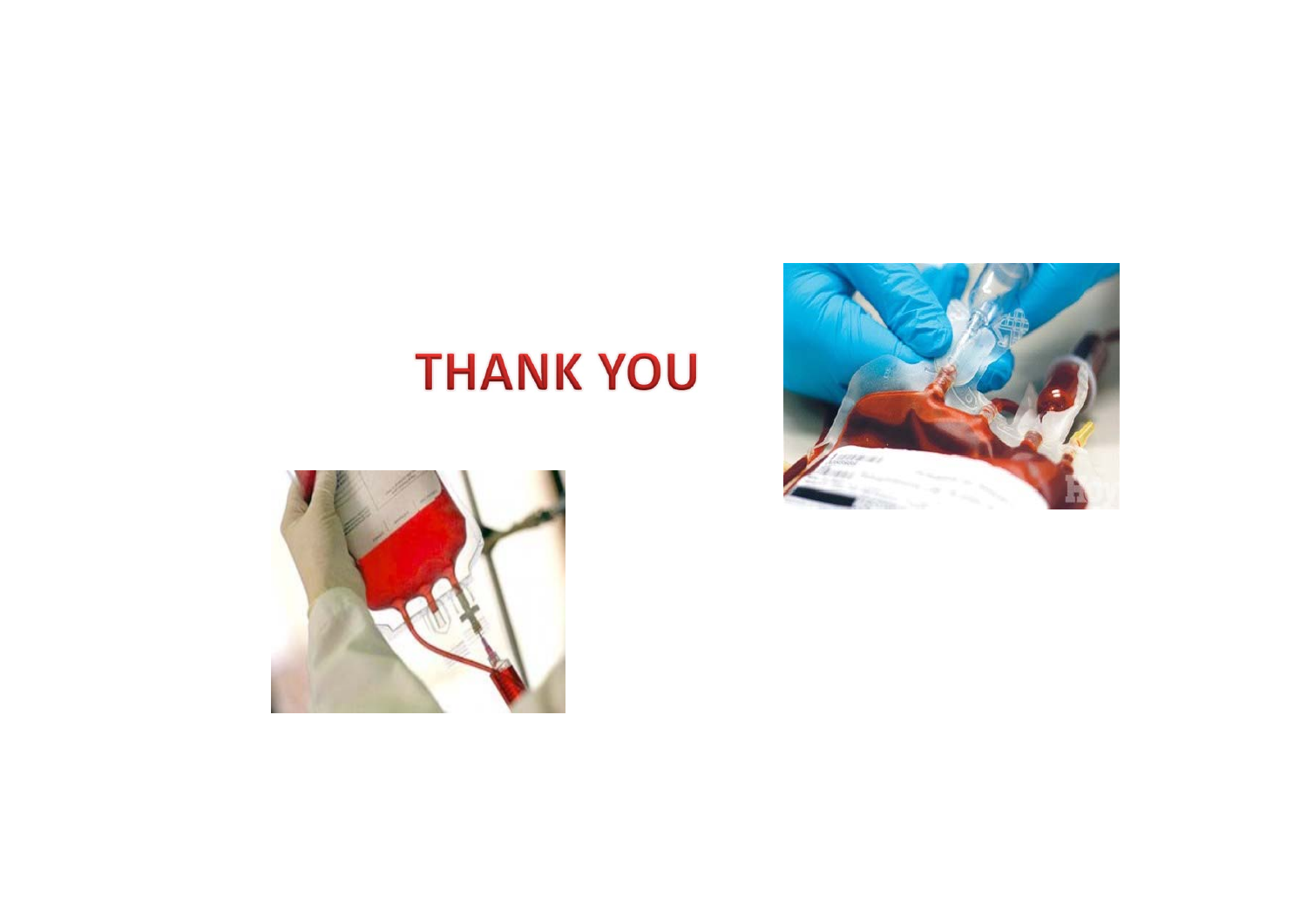# THANK YOU